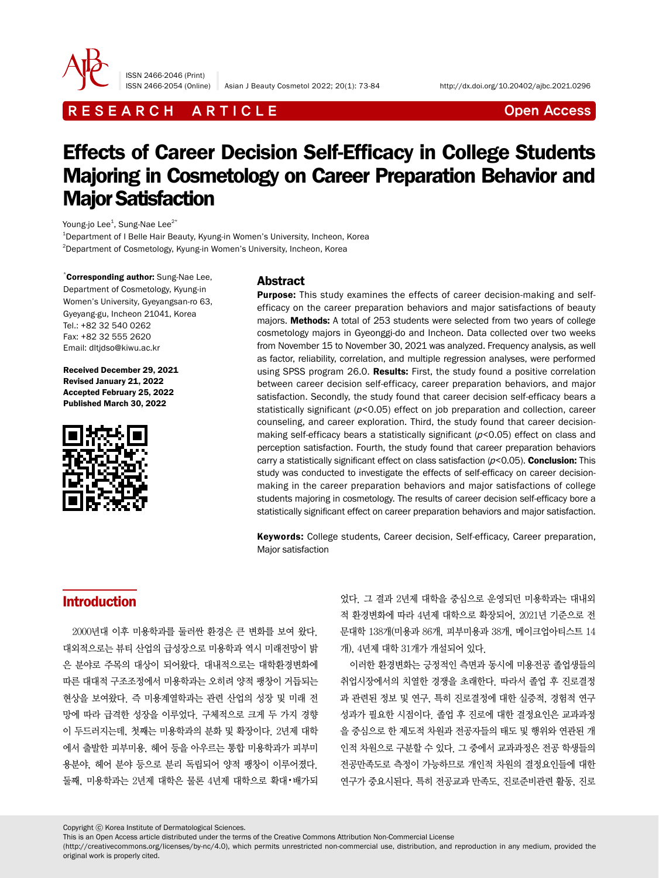RESEARCH ARTICLE

Open Access

# Effects of Career Decision Self-Efficacy in College Students Majoring in Cosmetology on Career Preparation Behavior and Major Satisfaction

Young-jo Lee[1], Sung-Nae Lee[2*]

[1]Department of I Belle Hair Beauty, Kyung-in Women's University, Incheon, Korea

[2]Department of Cosmetology, Kyung-in Women's University, Incheon, Korea

*Corresponding author: Sung-Nae Lee, Department of Cosmetology, Kyung-in Women's University, Gyeyangsan-ro 63, Gyeyang-gu, Incheon 21041, Korea
Tel.: +82 32 540 0262
Fax: +82 32 555 2620
Email: dltjdso@kiwu.ac.kr

**Received December 29, 2021**
**Revised January 21, 2022**
**Accepted February 25, 2022**
**Published March 30, 2022**

## Abstract

**Purpose:** This study examines the effects of career decision-making and self-efficacy on the career preparation behaviors and major satisfactions of beauty majors. **Methods:** A total of 253 students were selected from two years of college cosmetology majors in Gyeonggi-do and Incheon. Data collected over two weeks from November 15 to November 30, 2021 was analyzed. Frequency analysis, as well as factor, reliability, correlation, and multiple regression analyses, were performed using SPSS program 26.0. **Results:** First, the study found a positive correlation between career decision self-efficacy, career preparation behaviors, and major satisfaction. Secondly, the study found that career decision self-efficacy bears a statistically significant ($p<0.05$) effect on job preparation and collection, career counseling, and career exploration. Third, the study found that career decision-making self-efficacy bears a statistically significant ($p<0.05$) effect on class and perception satisfaction. Fourth, the study found that career preparation behaviors carry a statistically significant effect on class satisfaction ($p<0.05$). **Conclusion:** This study was conducted to investigate the effects of self-efficacy on career decision-making in the career preparation behaviors and major satisfactions of college students majoring in cosmetology. The results of career decision self-efficacy bore a statistically significant effect on career preparation behaviors and major satisfaction.

**Keywords:** College students, Career decision, Self-efficacy, Career preparation, Major satisfaction

## Introduction

2000년대 이후 미용학과를 둘러싼 환경은 큰 변화를 보여 왔다. 대외적으로는 뷰티 산업의 급성장으로 미용학과 역시 미래전망이 밝은 분야로 주목의 대상이 되어왔다. 대내적으로는 대학환경변화에 따른 대대적 구조조정에서 미용학과는 오히려 양적 팽창이 거듭되는 현상을 보여왔다. 즉 미용계열학과는 관련 산업의 성장 및 미래 전망에 따라 급격한 성장을 이루었다. 구체적으로 크게 두 가지 경향이 두드러지는데, 첫째는 미용학과의 분화 및 확장이다. 2년제 대학에서 출발한 피부미용, 헤어 등을 아우르는 통합 미용학과가 피부미용분야, 헤어 분야 등으로 분리 독립되어 양적 팽창이 이루어졌다. 둘째, 미용학과는 2년제 대학은 물론 4년제 대학으로 확대•배가되었다. 그 결과 2년제 대학을 중심으로 운영되던 미용학과는 대내외적 환경변화에 따라 4년제 대학으로 확장되어, 2021년 기준으로 전문대학 138개(미용과 86개, 피부미용과 38개, 메이크업아티스트 14개), 4년제 대학 31개가 개설되어 있다.

이러한 환경변화는 긍정적인 측면과 동시에 미용전공 졸업생들의 취업시장에서의 치열한 경쟁을 초래한다. 따라서 졸업 후 진로결정과 관련된 정보 및 연구, 특히 진로결정에 대한 실증적, 경험적 연구 성과가 필요한 시점이다. 졸업 후 진로에 대한 결정요인은 교과과정을 중심으로 한 제도적 차원과 전공자들의 태도 및 행위와 연관된 개인적 차원으로 구분할 수 있다. 그 중에서 교과과정은 전공 학생들의 전공만족도로 측정이 가능하므로 개인적 차원의 결정요인들에 대한 연구가 중요시된다. 특히 전공교과 만족도, 진로준비관련 활동, 진로

Copyright ⓒ Korea Institute of Dermatological Sciences.
This is an Open Access article distributed under the terms of the Creative Commons Attribution Non-Commercial License (http://creativecommons.org/licenses/by-nc/4.0), which permits unrestricted non-commercial use, distribution, and reproduction in any medium, provided the original work is properly cited.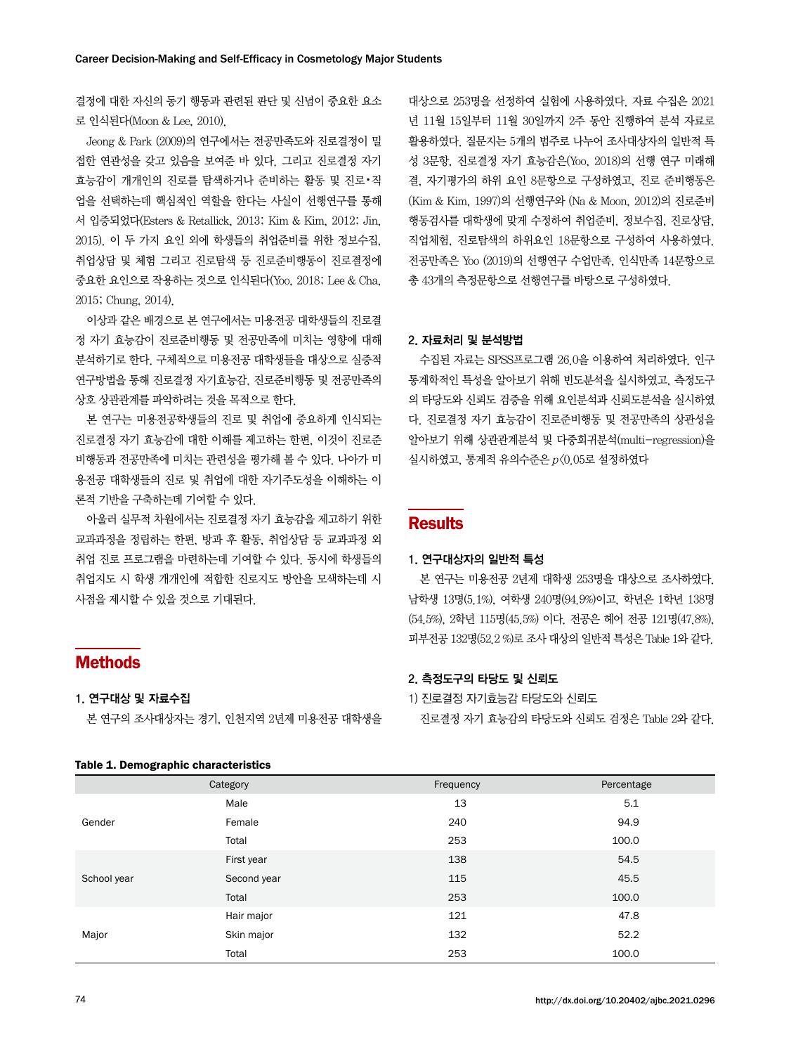결정에 대한 자신의 동기 행동과 관련된 판단 및 신념이 중요한 요소로 인식된다(Moon & Lee, 2010).

Jeong & Park (2009)의 연구에서는 전공만족도와 진로결정이 밀접한 연관성을 갖고 있음을 보여준 바 있다. 그리고 진로결정 자기효능감이 개개인의 진로를 탐색하거나 준비하는 활동 및 진로•직업을 선택하는데 핵심적인 역할을 한다는 사실이 선행연구를 통해서 입증되었다(Esters & Retallick, 2013; Kim & Kim, 2012; Jin, 2015). 이 두 가지 요인 외에 학생들의 취업준비를 위한 정보수집, 취업상담 및 체험 그리고 진로탐색 등 진로준비행동이 진로결정에 중요한 요인으로 작용하는 것으로 인식된다(Yoo, 2018; Lee & Cha, 2015; Chung, 2014).

이상과 같은 배경으로 본 연구에서는 미용전공 대학생들의 진로결정 자기 효능감이 진로준비행동 및 전공만족에 미치는 영향에 대해 분석하기로 한다. 구체적으로 미용전공 대학생들을 대상으로 실증적 연구방법을 통해 진로결정 자기효능감, 진로준비행동 및 전공만족의 상호 상관관계를 파악하려는 것을 목적으로 한다.

본 연구는 미용전공학생들의 진로 및 취업에 중요하게 인식되는 진로결정 자기 효능감에 대한 이해를 제고하는 한편, 이것이 진로준비행동과 전공만족에 미치는 관련성을 평가해 볼 수 있다. 나아가 미용전공 대학생들의 진로 및 취업에 대한 자기주도성을 이해하는 이론적 기반을 구축하는데 기여할 수 있다.

아울러 실무적 차원에서는 진로결정 자기 효능감을 제고하기 위한 교과과정을 정립하는 한편, 방과 후 활동, 취업상담 등 교과과정 외 취업 진로 프로그램을 마련하는데 기여할 수 있다. 동시에 학생들의 취업지도 시 학생 개개인에 적합한 진로지도 방안을 모색하는데 시사점을 제시할 수 있을 것으로 기대된다.

# Methods

## 1. 연구대상 및 자료수집

본 연구의 조사대상자는 경기, 인천지역 2년제 미용전공 대학생을 대상으로 253명을 선정하여 실험에 사용하였다. 자료 수집은 2021년 11월 15일부터 11월 30일까지 2주 동안 진행하여 분석 자료로 활용하였다. 질문지는 5개의 범주로 나누어 조사대상자의 일반적 특성 3문항, 진로결정 자기 효능감은(Yoo, 2018)의 선행 연구 미래해결, 자기평가의 하위 요인 8문항으로 구성하였고, 진로 준비행동은 (Kim & Kim, 1997)의 선행연구와 (Na & Moon, 2012)의 진로준비행동검사를 대학생에 맞게 수정하여 취업준비, 정보수집, 진로상담, 직업체험, 진로탐색의 하위요인 18문항으로 구성하여 사용하였다. 전공만족은 Yoo (2019)의 선행연구 수업만족, 인식만족 14문항으로 총 43개의 측정문항으로 선행연구를 바탕으로 구성하였다.

## 2. 자료처리 및 분석방법

수집된 자료는 SPSS프로그램 26.0을 이용하여 처리하였다. 인구통계학적인 특성을 알아보기 위해 빈도분석을 실시하였고, 측정도구의 타당도와 신뢰도 검증을 위해 요인분석과 신뢰도분석을 실시하였다. 진로결정 자기 효능감이 진로준비행동 및 전공만족의 상관성을 알아보기 위해 상관관계분석 및 다중회귀분석(multi-regression)을 실시하였고, 통계적 유의수준은 $p<0.05$로 설정하였다

# Results

## 1. 연구대상의 일반적 특성

본 연구는 미용전공 2년제 대학생 253명을 대상으로 조사하였다. 남학생 13명(5.1%), 여학생 240명(94.9%)이고, 학년은 1학년 138명(54.5%), 2학년 115명(45.5%) 이다. 전공은 헤어 전공 121명(47.8%), 피부전공 132명(52.2 %)로 조사 대상의 일반적 특성은 Table 1와 같다.

## 2. 측정도구의 타당도 및 신뢰도

1) 진로결정 자기효능감 타당도와 신뢰도

진로결정 자기 효능감의 타당도와 신뢰도 검정은 Table 2와 같다.

**Table 1. Demographic characteristics**

| Category | | Frequency | Percentage |
|---|---|---|---|
| Gender | Male | 13 | 5.1 |
| | Female | 240 | 94.9 |
| | Total | 253 | 100.0 |
| School year | First year | 138 | 54.5 |
| | Second year | 115 | 45.5 |
| | Total | 253 | 100.0 |
| Major | Hair major | 121 | 47.8 |
| | Skin major | 132 | 52.2 |
| | Total | 253 | 100.0 |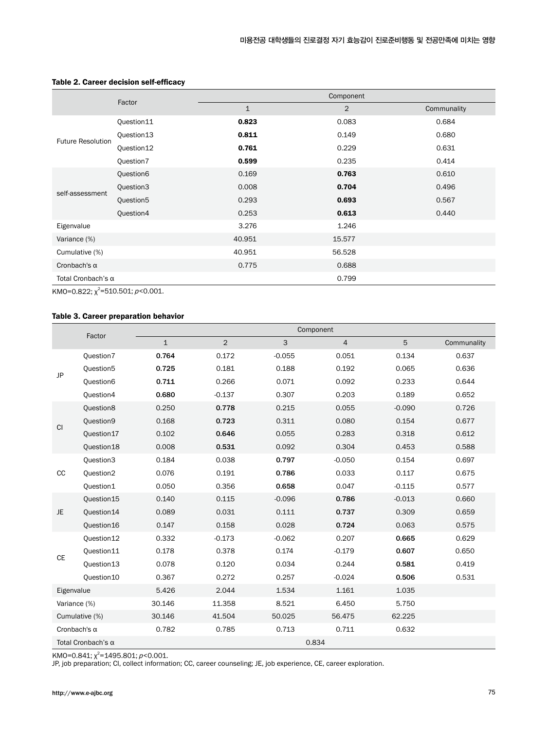**Table 2. Career decision self-efficacy**

| Factor | | Component | | |
|---|---|---|---|---|
| | | 1 | 2 | Communality |
| Future Resolution | Question11 | **0.823** | 0.083 | 0.684 |
| | Question13 | **0.811** | 0.149 | 0.680 |
| | Question12 | **0.761** | 0.229 | 0.631 |
| | Question7 | **0.599** | 0.235 | 0.414 |
| self-assessment | Question6 | 0.169 | **0.763** | 0.610 |
| | Question3 | 0.008 | **0.704** | 0.496 |
| | Question5 | 0.293 | **0.693** | 0.567 |
| | Question4 | 0.253 | **0.613** | 0.440 |
| Eigenvalue | | 3.276 | 1.246 | |
| Variance (%) | | 40.951 | 15.577 | |
| Cumulative (%) | | 40.951 | 56.528 | |
| Cronbach's α | | 0.775 | 0.688 | |
| Total Cronbach's α | | | 0.799 | |

KMO=0.822; $\chi^2$=510.501; $p$<0.001.

**Table 3. Career preparation behavior**

| Factor | | Component | | | | | |
|---|---|---|---|---|---|---|---|
| | | 1 | 2 | 3 | 4 | 5 | Communality |
| JP | Question7 | **0.764** | 0.172 | -0.055 | 0.051 | 0.134 | 0.637 |
| | Question5 | **0.725** | 0.181 | 0.188 | 0.192 | 0.065 | 0.636 |
| | Question6 | **0.711** | 0.266 | 0.071 | 0.092 | 0.233 | 0.644 |
| | Question4 | **0.680** | -0.137 | 0.307 | 0.203 | 0.189 | 0.652 |
| CI | Question8 | 0.250 | **0.778** | 0.215 | 0.055 | -0.090 | 0.726 |
| | Question9 | 0.168 | **0.723** | 0.311 | 0.080 | 0.154 | 0.677 |
| | Question17 | 0.102 | **0.646** | 0.055 | 0.283 | 0.318 | 0.612 |
| | Question18 | 0.008 | **0.531** | 0.092 | 0.304 | 0.453 | 0.588 |
| CC | Question3 | 0.184 | 0.038 | **0.797** | -0.050 | 0.154 | 0.697 |
| | Question2 | 0.076 | 0.191 | **0.786** | 0.033 | 0.117 | 0.675 |
| | Question1 | 0.050 | 0.356 | **0.658** | 0.047 | -0.115 | 0.577 |
| JE | Question15 | 0.140 | 0.115 | -0.096 | **0.786** | -0.013 | 0.660 |
| | Question14 | 0.089 | 0.031 | 0.111 | **0.737** | 0.309 | 0.659 |
| | Question16 | 0.147 | 0.158 | 0.028 | **0.724** | 0.063 | 0.575 |
| CE | Question12 | 0.332 | -0.173 | -0.062 | 0.207 | **0.665** | 0.629 |
| | Question11 | 0.178 | 0.378 | 0.174 | -0.179 | **0.607** | 0.650 |
| | Question13 | 0.078 | 0.120 | 0.034 | 0.244 | **0.581** | 0.419 |
| | Question10 | 0.367 | 0.272 | 0.257 | -0.024 | **0.506** | 0.531 |
| Eigenvalue | | 5.426 | 2.044 | 1.534 | 1.161 | 1.035 | |
| Variance (%) | | 30.146 | 11.358 | 8.521 | 6.450 | 5.750 | |
| Cumulative (%) | | 30.146 | 41.504 | 50.025 | 56.475 | 62.225 | |
| Cronbach's α | | 0.782 | 0.785 | 0.713 | 0.711 | 0.632 | |
| Total Cronbach's α | | | | 0.834 | | | |

KMO=0.841; $\chi^2$=1495.801; $p$<0.001.
JP, job preparation; CI, collect information; CC, career counseling; JE, job experience, CE, career exploration.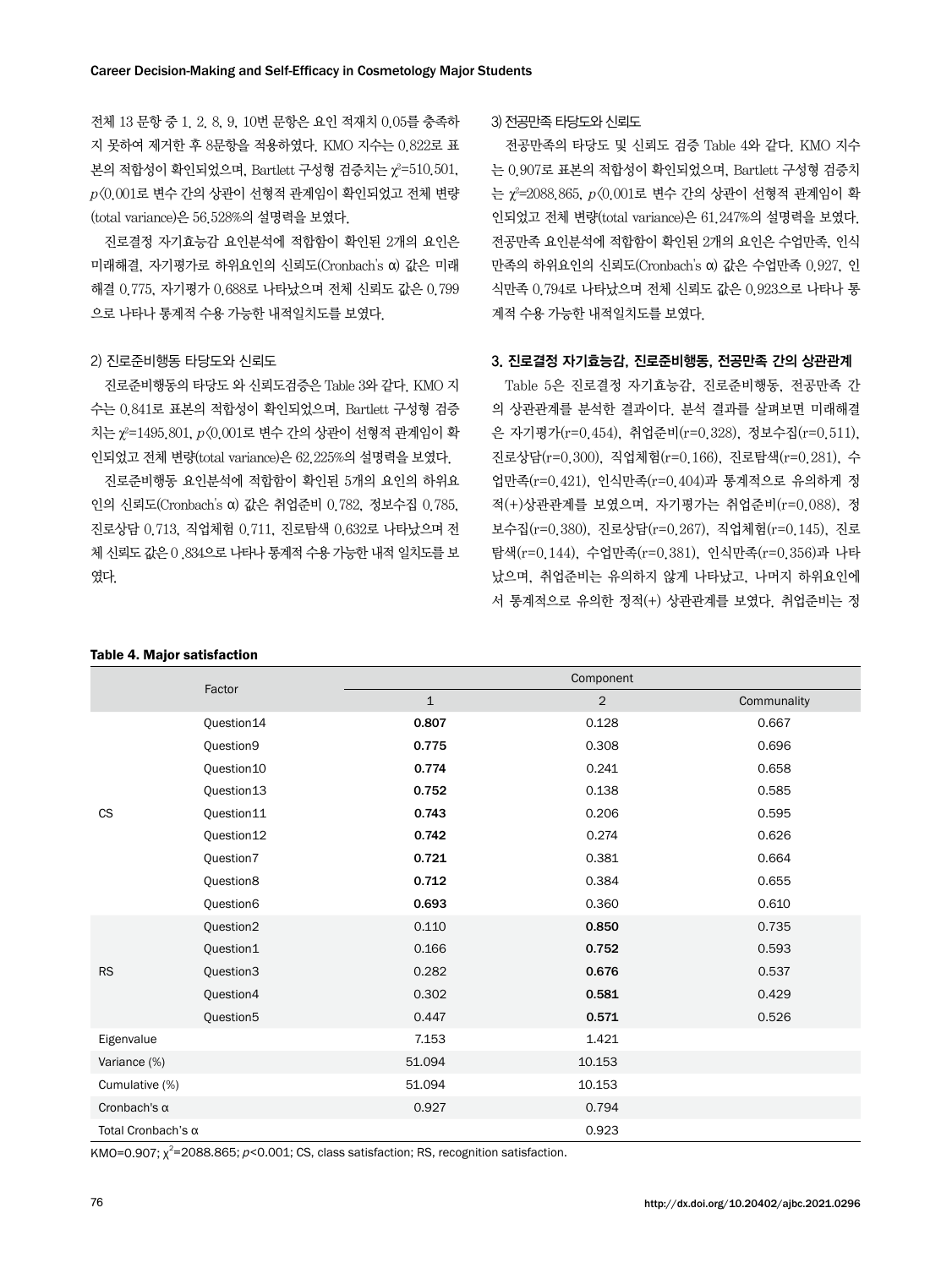전체 13 문항 중 1, 2, 8, 9, 10번 문항은 요인 적재치 0.05를 충족하지 못하여 제거한 후 8문항을 적용하였다. KMO 지수는 0.822로 표본의 적합성이 확인되었으며, Bartlett 구성형 검증치는 $\chi^2$=510.501, $p$<0.001로 변수 간의 상관이 선형적 관계임이 확인되었고 전체 변량(total variance)은 56.528%의 설명력을 보였다.

진로결정 자기효능감 요인분석에 적합함이 확인된 2개의 요인은 미래해결, 자기평가로 하위요인의 신뢰도(Cronbach's α) 값은 미래해결 0.775, 자기평가 0.688로 나타났으며 전체 신뢰도 값은 0.799으로 나타나 통계적 수용 가능한 내적일치도를 보였다.

### 2) 진로준비행동 타당도와 신뢰도

진로준비행동의 타당도 와 신뢰도검증은 Table 3와 같다. KMO 지수는 0.841로 표본의 적합성이 확인되었으며, Bartlett 구성형 검증치는 $\chi^2$=1495.801, $p$<0.001로 변수 간의 상관이 선형적 관계임이 확인되었고 전체 변량(total variance)은 62.225%의 설명력을 보였다.

진로준비행동 요인분석에 적합함이 확인된 5개의 요인의 하위요인의 신뢰도(Cronbach's α) 값은 취업준비 0.782, 정보수집 0.785, 진로상담 0.713, 직업체험 0.711, 진로탐색 0.632로 나타났으며 전체 신뢰도 값은 0 .834으로 나타나 통계적 수용 가능한 내적 일치도를 보였다.

### 3) 전공만족 타당도와 신뢰도

전공만족의 타당도 및 신뢰도 검증 Table 4와 같다. KMO 지수는 0.907로 표본의 적합성이 확인되었으며, Bartlett 구성형 검증치는 $\chi^2$=2088.865, $p$<0.001로 변수 간의 상관이 선형적 관계임이 확인되었고 전체 변량(total variance)은 61.247%의 설명력을 보였다. 전공만족 요인분석에 적합함이 확인된 2개의 요인은 수업만족, 인식만족의 하위요인의 신뢰도(Cronbach's α) 값은 수업만족 0.927, 인식만족 0.794로 나타났으며 전체 신뢰도 값은 0.923으로 나타나 통계적 수용 가능한 내적일치도를 보였다.

## 3. 진로결정 자기효능감, 진로준비행동, 전공만족 간의 상관관계

Table 5은 진로결정 자기효능감, 진로준비행동, 전공만족 간의 상관관계를 분석한 결과이다. 분석 결과를 살펴보면 미래해결은 자기평가(r=0.454), 취업준비(r=0.328), 정보수집(r=0.511), 진로상담(r=0.300), 직업체험(r=0.166), 진로탐색(r=0.281), 수업만족(r=0.421), 인식만족(r=0.404)과 통계적으로 유의하게 정적(+)상관관계를 보였으며, 자기평가는 취업준비(r=0.088), 정보수집(r=0.380), 진로상담(r=0.267), 직업체험(r=0.145), 진로탐색(r=0.144), 수업만족(r=0.381), 인식만족(r=0.356)과 나타났으며, 취업준비는 유의하지 않게 나타났고, 나머지 하위요인에서 통계적으로 유의한 정적(+) 상관관계를 보였다. 취업준비는 정

**Table 4. Major satisfaction**

| Factor | | Component | | |
|---|---|---|---|---|
| | | 1 | 2 | Communality |
| CS | Question14 | **0.807** | 0.128 | 0.667 |
| | Question9 | **0.775** | 0.308 | 0.696 |
| | Question10 | **0.774** | 0.241 | 0.658 |
| | Question13 | **0.752** | 0.138 | 0.585 |
| | Question11 | **0.743** | 0.206 | 0.595 |
| | Question12 | **0.742** | 0.274 | 0.626 |
| | Question7 | **0.721** | 0.381 | 0.664 |
| | Question8 | **0.712** | 0.384 | 0.655 |
| | Question6 | **0.693** | 0.360 | 0.610 |
| RS | Question2 | 0.110 | **0.850** | 0.735 |
| | Question1 | 0.166 | **0.752** | 0.593 |
| | Question3 | 0.282 | **0.676** | 0.537 |
| | Question4 | 0.302 | **0.581** | 0.429 |
| | Question5 | 0.447 | **0.571** | 0.526 |
| Eigenvalue | | 7.153 | 1.421 | |
| Variance (%) | | 51.094 | 10.153 | |
| Cumulative (%) | | 51.094 | 10.153 | |
| Cronbach's α | | 0.927 | 0.794 | |
| Total Cronbach's α | | | 0.923 | |

KMO=0.907; $\chi^2$=2088.865; $p$<0.001; CS, class satisfaction; RS, recognition satisfaction.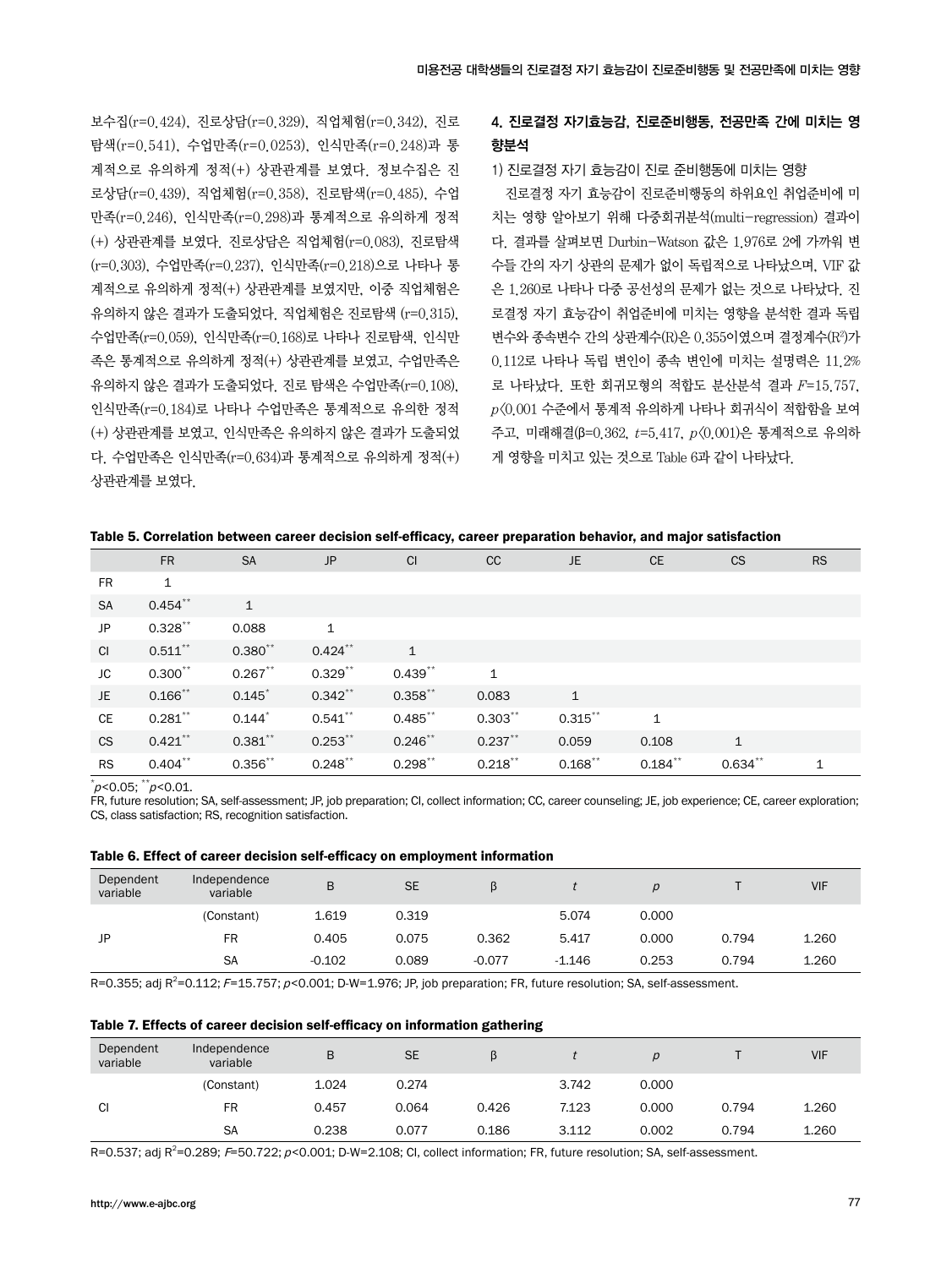보수집(r=0.424), 진로상담(r=0.329), 직업체험(r=0.342), 진로탐색(r=0.541), 수업만족(r=0.0253), 인식만족(r=0.248)과 통계적으로 유의하게 정적(+) 상관관계를 보였다. 정보수집은 진로상담(r=0.439), 직업체험(r=0.358), 진로탐색(r=0.485), 수업만족(r=0.246), 인식만족(r=0.298)과 통계적으로 유의하게 정적(+) 상관관계를 보였다. 진로상담은 직업체험(r=0.083), 진로탐색(r=0.303), 수업만족(r=0.237), 인식만족(r=0.218)으로 나타나 통계적으로 유의하게 정적(+) 상관관계를 보였지만, 이중 직업체험은 유의하지 않은 결과가 도출되었다. 직업체험은 진로탐색 (r=0.315), 수업만족(r=0.059), 인식만족(r=0.168)로 나타나 진로탐색, 인식만족은 통계적으로 유의하게 정적(+) 상관관계를 보였고, 수업만족은 유의하지 않은 결과가 도출되었다. 진로 탐색은 수업만족(r=0.108), 인식만족(r=0.184)로 나타나 수업만족은 통계적으로 유의한 정적(+) 상관관계를 보였고, 인식만족은 유의하지 않은 결과가 도출되었다. 수업만족은 인식만족(r=0.634)과 통계적으로 유의하게 정적(+) 상관관계를 보였다.

### 4. 진로결정 자기효능감, 진로준비행동, 전공만족 간에 미치는 영향분석

1) 진로결정 자기 효능감이 진로 준비행동에 미치는 영향

진로결정 자기 효능감이 진로준비행동의 하위요인 취업준비에 미치는 영향 알아보기 위해 다중회귀분석(multi-regression) 결과이다. 결과를 살펴보면 Durbin-Watson 값은 1.976로 2에 가까워 변수들 간의 자기 상관의 문제가 없이 독립적으로 나타났으며, VIF 값은 1.260로 나타나 다중 공선성의 문제가 없는 것으로 나타났다. 진로결정 자기 효능감이 취업준비에 미치는 영향을 분석한 결과 독립변수와 종속변수 간의 상관계수(R)은 0.355이였으며 결정계수($R^2$)가 0.112로 나타나 독립 변인이 종속 변인에 미치는 설명력은 11.2%로 나타났다. 또한 회귀모형의 적합도 분산분석 결과 $F$=15.757, $p$<0.001 수준에서 통계적 유의하게 나타나 회귀식이 적합함을 보여주고, 미래해결(β=0.362, $t$=5.417, $p$<0.001)은 통계적으로 유의하게 영향을 미치고 있는 것으로 Table 6과 같이 나타났다.

**Table 5. Correlation between career decision self-efficacy, career preparation behavior, and major satisfaction**

| | FR | SA | JP | CI | CC | JE | CE | CS | RS |
|---|---|---|---|---|---|---|---|---|---|
| FR | 1 | | | | | | | | |
| SA | 0.454** | 1 | | | | | | | |
| JP | 0.328** | 0.088 | 1 | | | | | | |
| CI | 0.511** | 0.380** | 0.424** | 1 | | | | | |
| JC | 0.300** | 0.267** | 0.329** | 0.439** | 1 | | | | |
| JE | 0.166** | 0.145* | 0.342** | 0.358** | 0.083 | 1 | | | |
| CE | 0.281** | 0.144* | 0.541** | 0.485** | 0.303** | 0.315** | 1 | | |
| CS | 0.421** | 0.381** | 0.253** | 0.246** | 0.237** | 0.059 | 0.108 | 1 | |
| RS | 0.404** | 0.356** | 0.248** | 0.298** | 0.218** | 0.168** | 0.184** | 0.634** | 1 |

*$p$<0.05; **$p$<0.01.
FR, future resolution; SA, self-assessment; JP, job preparation; CI, collect information; CC, career counseling; JE, job experience; CE, career exploration; CS, class satisfaction; RS, recognition satisfaction.

**Table 6. Effect of career decision self-efficacy on employment information**

| Dependent variable | Independence variable | B | SE | β | $t$ | $p$ | T | VIF |
|---|---|---|---|---|---|---|---|---|
| | (Constant) | 1.619 | 0.319 | | 5.074 | 0.000 | | |
| JP | FR | 0.405 | 0.075 | 0.362 | 5.417 | 0.000 | 0.794 | 1.260 |
| | SA | -0.102 | 0.089 | -0.077 | -1.146 | 0.253 | 0.794 | 1.260 |

R=0.355; adj $R^2$=0.112; $F$=15.757; $p$<0.001; D-W=1.976; JP, job preparation; FR, future resolution; SA, self-assessment.

**Table 7. Effects of career decision self-efficacy on information gathering**

| Dependent variable | Independence variable | B | SE | β | $t$ | $p$ | T | VIF |
|---|---|---|---|---|---|---|---|---|
| | (Constant) | 1.024 | 0.274 | | 3.742 | 0.000 | | |
| CI | FR | 0.457 | 0.064 | 0.426 | 7.123 | 0.000 | 0.794 | 1.260 |
| | SA | 0.238 | 0.077 | 0.186 | 3.112 | 0.002 | 0.794 | 1.260 |

R=0.537; adj $R^2$=0.289; $F$=50.722; $p$<0.001; D-W=2.108; CI, collect information; FR, future resolution; SA, self-assessment.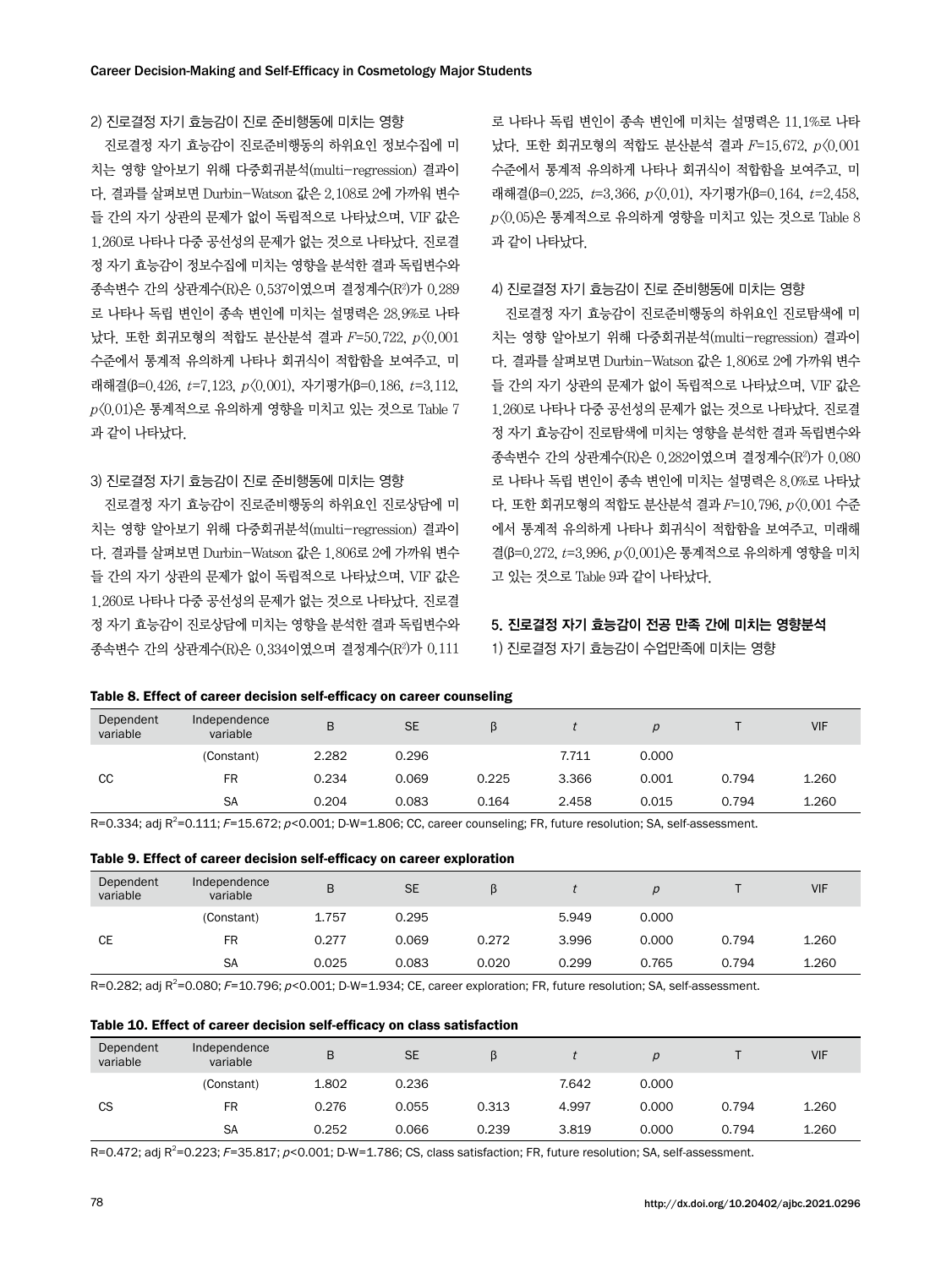### 2) 진로결정 자기 효능감이 진로 준비행동에 미치는 영향

진로결정 자기 효능감이 진로준비행동의 하위요인 정보수집에 미치는 영향 알아보기 위해 다중회귀분석(multi-regression) 결과이다. 결과를 살펴보면 Durbin-Watson 값은 2.108로 2에 가까워 변수들 간의 자기 상관의 문제가 없이 독립적으로 나타났으며, VIF 값은 1.260로 나타나 다중 공선성의 문제가 없는 것으로 나타났다. 진로결정 자기 효능감이 정보수집에 미치는 영향을 분석한 결과 독립변수와 종속변수 간의 상관계수(R)은 0.537이였으며 결정계수($R^2$)가 0.289로 나타나 독립 변인이 종속 변인에 미치는 설명력은 28.9%로 나타났다. 또한 회귀모형의 적합도 분산분석 결과 $F$=50.722, $p$<0.001 수준에서 통계적 유의하게 나타나 회귀식이 적합함을 보여주고, 미래해결(β=0.426, $t$=7.123, $p$<0.001), 자기평가(β=0.186, $t$=3.112, $p$<0.01)은 통계적으로 유의하게 영향을 미치고 있는 것으로 Table 7과 같이 나타났다.

### 3) 진로결정 자기 효능감이 진로 준비행동에 미치는 영향

진로결정 자기 효능감이 진로준비행동의 하위요인 진로상담에 미치는 영향 알아보기 위해 다중회귀분석(multi-regression) 결과이다. 결과를 살펴보면 Durbin-Watson 값은 1.806로 2에 가까워 변수들 간의 자기 상관의 문제가 없이 독립적으로 나타났으며, VIF 값은 1.260로 나타나 다중 공선성의 문제가 없는 것으로 나타났다. 진로결정 자기 효능감이 진로상담에 미치는 영향을 분석한 결과 독립변수와 종속변수 간의 상관계수(R)은 0.334이였으며 결정계수($R^2$)가 0.111로 나타나 독립 변인이 종속 변인에 미치는 설명력은 11.1%로 나타났다. 또한 회귀모형의 적합도 분산분석 결과 $F$=15.672, $p$<0.001 수준에서 통계적 유의하게 나타나 회귀식이 적합함을 보여주고, 미래해결(β=0.225, $t$=3.366, $p$<0.01), 자기평가(β=0.164, $t$=2.458, $p$<0.05)은 통계적으로 유의하게 영향을 미치고 있는 것으로 Table 8과 같이 나타났다.

### 4) 진로결정 자기 효능감이 진로 준비행동에 미치는 영향

진로결정 자기 효능감이 진로준비행동의 하위요인 진로탐색에 미치는 영향 알아보기 위해 다중회귀분석(multi-regression) 결과이다. 결과를 살펴보면 Durbin-Watson 값은 1.806로 2에 가까워 변수들 간의 자기 상관의 문제가 없이 독립적으로 나타났으며, VIF 값은 1.260로 나타나 다중 공선성의 문제가 없는 것으로 나타났다. 진로결정 자기 효능감이 진로탐색에 미치는 영향을 분석한 결과 독립변수와 종속변수 간의 상관계수(R)은 0.282이였으며 결정계수($R^2$)가 0.080로 나타나 독립 변인이 종속 변인에 미치는 설명력은 8.0%로 나타났다. 또한 회귀모형의 적합도 분산분석 결과 $F$=10.796, $p$<0.001 수준에서 통계적 유의하게 나타나 회귀식이 적합함을 보여주고, 미래해결(β=0.272, $t$=3.996, $p$<0.001)은 통계적으로 유의하게 영향을 미치고 있는 것으로 Table 9과 같이 나타났다.

## 5. 진로결정 자기 효능감이 전공 만족 간에 미치는 영향분석

### 1) 진로결정 자기 효능감이 수업만족에 미치는 영향

**Table 8. Effect of career decision self-efficacy on career counseling**

| Dependent variable | Independence variable | B | SE | β | $t$ | $p$ | T | VIF |
|---|---|---|---|---|---|---|---|---|
| CC | (Constant) | 2.282 | 0.296 | | 7.711 | 0.000 | | |
| | FR | 0.234 | 0.069 | 0.225 | 3.366 | 0.001 | 0.794 | 1.260 |
| | SA | 0.204 | 0.083 | 0.164 | 2.458 | 0.015 | 0.794 | 1.260 |

R=0.334; adj $R^2$=0.111; $F$=15.672; $p$<0.001; D-W=1.806; CC, career counseling; FR, future resolution; SA, self-assessment.

**Table 9. Effect of career decision self-efficacy on career exploration**

| Dependent variable | Independence variable | B | SE | β | $t$ | $p$ | T | VIF |
|---|---|---|---|---|---|---|---|---|
| CE | (Constant) | 1.757 | 0.295 | | 5.949 | 0.000 | | |
| | FR | 0.277 | 0.069 | 0.272 | 3.996 | 0.000 | 0.794 | 1.260 |
| | SA | 0.025 | 0.083 | 0.020 | 0.299 | 0.765 | 0.794 | 1.260 |

R=0.282; adj $R^2$=0.080; $F$=10.796; $p$<0.001; D-W=1.934; CE, career exploration; FR, future resolution; SA, self-assessment.

**Table 10. Effect of career decision self-efficacy on class satisfaction**

| Dependent variable | Independence variable | B | SE | β | $t$ | $p$ | T | VIF |
|---|---|---|---|---|---|---|---|---|
| CS | (Constant) | 1.802 | 0.236 | | 7.642 | 0.000 | | |
| | FR | 0.276 | 0.055 | 0.313 | 4.997 | 0.000 | 0.794 | 1.260 |
| | SA | 0.252 | 0.066 | 0.239 | 3.819 | 0.000 | 0.794 | 1.260 |

R=0.472; adj $R^2$=0.223; $F$=35.817; $p$<0.001; D-W=1.786; CS, class satisfaction; FR, future resolution; SA, self-assessment.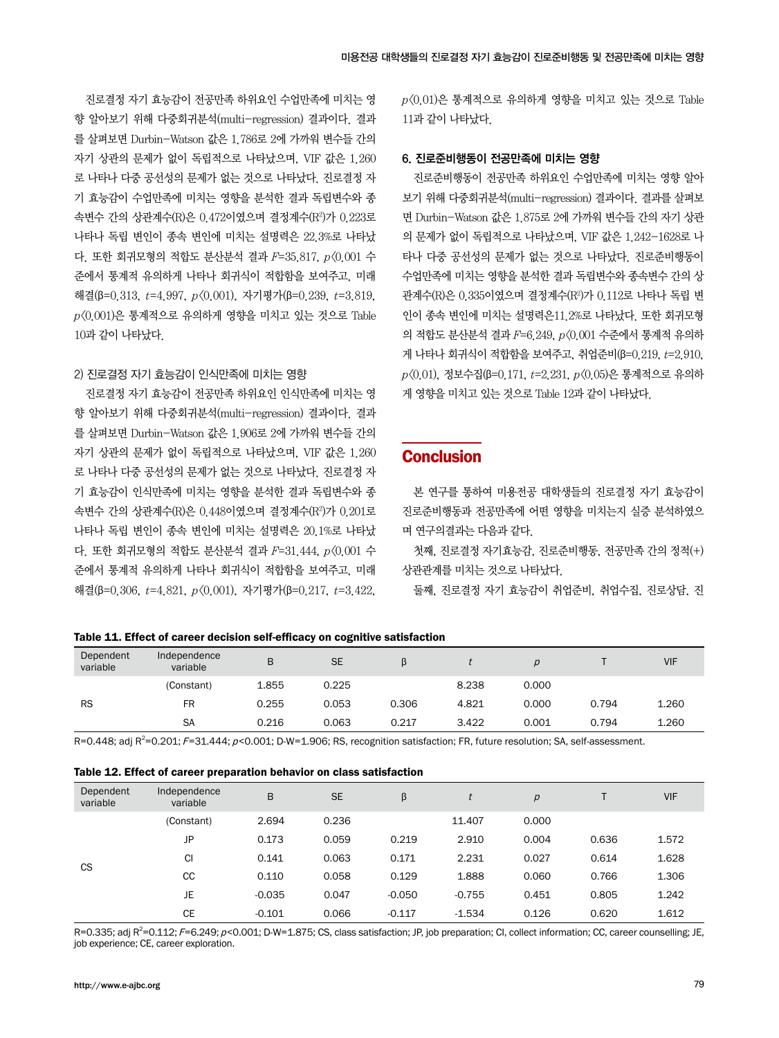진로결정 자기 효능감이 전공만족 하위요인 수업만족에 미치는 영향 알아보기 위해 다중회귀분석(multi-regression) 결과이다. 결과를 살펴보면 Durbin-Watson 값은 1.786로 2에 가까워 변수들 간의 자기 상관의 문제가 없이 독립적으로 나타났으며, VIF 값은 1.260로 나타나 다중 공선성의 문제가 없는 것으로 나타났다. 진로결정 자기 효능감이 수업만족에 미치는 영향을 분석한 결과 독립변수와 종속변수 간의 상관계수(R)은 0.472이였으며 결정계수($R^2$)가 0.223로 나타나 독립 변인이 종속 변인에 미치는 설명력은 22.3%로 나타났다. 또한 회귀모형의 적합도 분산분석 결과 $F$=35.817, $p$<0.001 수준에서 통계적 유의하게 나타나 회귀식이 적합함을 보여주고, 미래해결(β=0.313, $t$=4.997, $p$<0.001), 자기평가(β=0.239, $t$=3.819, $p$<0.001)은 통계적으로 유의하게 영향을 미치고 있는 것으로 Table 10과 같이 나타났다.

2) 진로결정 자기 효능감이 인식만족에 미치는 영향

진로결정 자기 효능감이 전공만족 하위요인 인식만족에 미치는 영향 알아보기 위해 다중회귀분석(multi-regression) 결과이다. 결과를 살펴보면 Durbin-Watson 값은 1.906로 2에 가까워 변수들 간의 자기 상관의 문제가 없이 독립적으로 나타났으며, VIF 값은 1.260로 나타나 다중 공선성의 문제가 없는 것으로 나타났다. 진로결정 자기 효능감이 인식만족에 미치는 영향을 분석한 결과 독립변수와 종속변수 간의 상관계수(R)은 0.448이였으며 결정계수($R^2$)가 0.201로 나타나 독립 변인이 종속 변인에 미치는 설명력은 20.1%로 나타났다. 또한 회귀모형의 적합도 분산분석 결과 $F$=31.444, $p$<0.001 수준에서 통계적 유의하게 나타나 회귀식이 적합함을 보여주고, 미래해결(β=0.306, $t$=4.821, $p$<0.001), 자기평가(β=0.217, $t$=3.422, $p$<0.01)은 통계적으로 유의하게 영향을 미치고 있는 것으로 Table 11과 같이 나타났다.

### 6. 진로준비행동이 전공만족에 미치는 영향

진로준비행동이 전공만족 하위요인 수업만족에 미치는 영향 알아보기 위해 다중회귀분석(multi-regression) 결과이다. 결과를 살펴보면 Durbin-Watson 값은 1.875로 2에 가까워 변수들 간의 자기 상관의 문제가 없이 독립적으로 나타났으며, VIF 값은 1.242-1628로 나타나 다중 공선성의 문제가 없는 것으로 나타났다. 진로준비행동이 수업만족에 미치는 영향을 분석한 결과 독립변수와 종속변수 간의 상관계수(R)은 0.335이였으며 결정계수($R^2$)가 0.112로 나타나 독립 변인이 종속 변인에 미치는 설명력은11.2%로 나타났다. 또한 회귀모형의 적합도 분산분석 결과 $F$=6.249, $p$<0.001 수준에서 통계적 유의하게 나타나 회귀식이 적합함을 보여주고, 취업준비(β=0.219, $t$=2.910, $p$<0.01), 정보수집(β=0.171, $t$=2.231, $p$<0.05)은 통계적으로 유의하게 영향을 미치고 있는 것으로 Table 12과 같이 나타났다.

## Conclusion

본 연구를 통하여 미용전공 대학생들의 진로결정 자기 효능감이 진로준비행동과 전공만족에 어떤 영향을 미치는지 실증 분석하였으며 연구의결과는 다음과 같다.

첫째, 진로결정 자기효능감, 진로준비행동, 전공만족 간의 정적(+) 상관관계를 미치는 것으로 나타났다.

둘째, 진로결정 자기 효능감이 취업준비, 취업수집, 진로상담, 진

**Table 11. Effect of career decision self-efficacy on cognitive satisfaction**

| Dependent variable | Independence variable | B | SE | β | $t$ | $p$ | T | VIF |
|---|---|---|---|---|---|---|---|---|
| RS | (Constant) | 1.855 | 0.225 | | 8.238 | 0.000 | | |
| | FR | 0.255 | 0.053 | 0.306 | 4.821 | 0.000 | 0.794 | 1.260 |
| | SA | 0.216 | 0.063 | 0.217 | 3.422 | 0.001 | 0.794 | 1.260 |

R=0.448; adj $R^2$=0.201; $F$=31.444; $p$<0.001; D-W=1.906; RS, recognition satisfaction; FR, future resolution; SA, self-assessment.

**Table 12. Effect of career preparation behavior on class satisfaction**

| Dependent variable | Independence variable | B | SE | β | $t$ | $p$ | T | VIF |
|---|---|---|---|---|---|---|---|---|
| CS | (Constant) | 2.694 | 0.236 | | 11.407 | 0.000 | | |
| | JP | 0.173 | 0.059 | 0.219 | 2.910 | 0.004 | 0.636 | 1.572 |
| | CI | 0.141 | 0.063 | 0.171 | 2.231 | 0.027 | 0.614 | 1.628 |
| | CC | 0.110 | 0.058 | 0.129 | 1.888 | 0.060 | 0.766 | 1.306 |
| | JE | -0.035 | 0.047 | -0.050 | -0.755 | 0.451 | 0.805 | 1.242 |
| | CE | -0.101 | 0.066 | -0.117 | -1.534 | 0.126 | 0.620 | 1.612 |

R=0.335; adj $R^2$=0.112; $F$=6.249; $p$<0.001; D-W=1.875; CS, class satisfaction; JP, job preparation; CI, collect information; CC, career counselling; JE, job experience; CE, career exploration.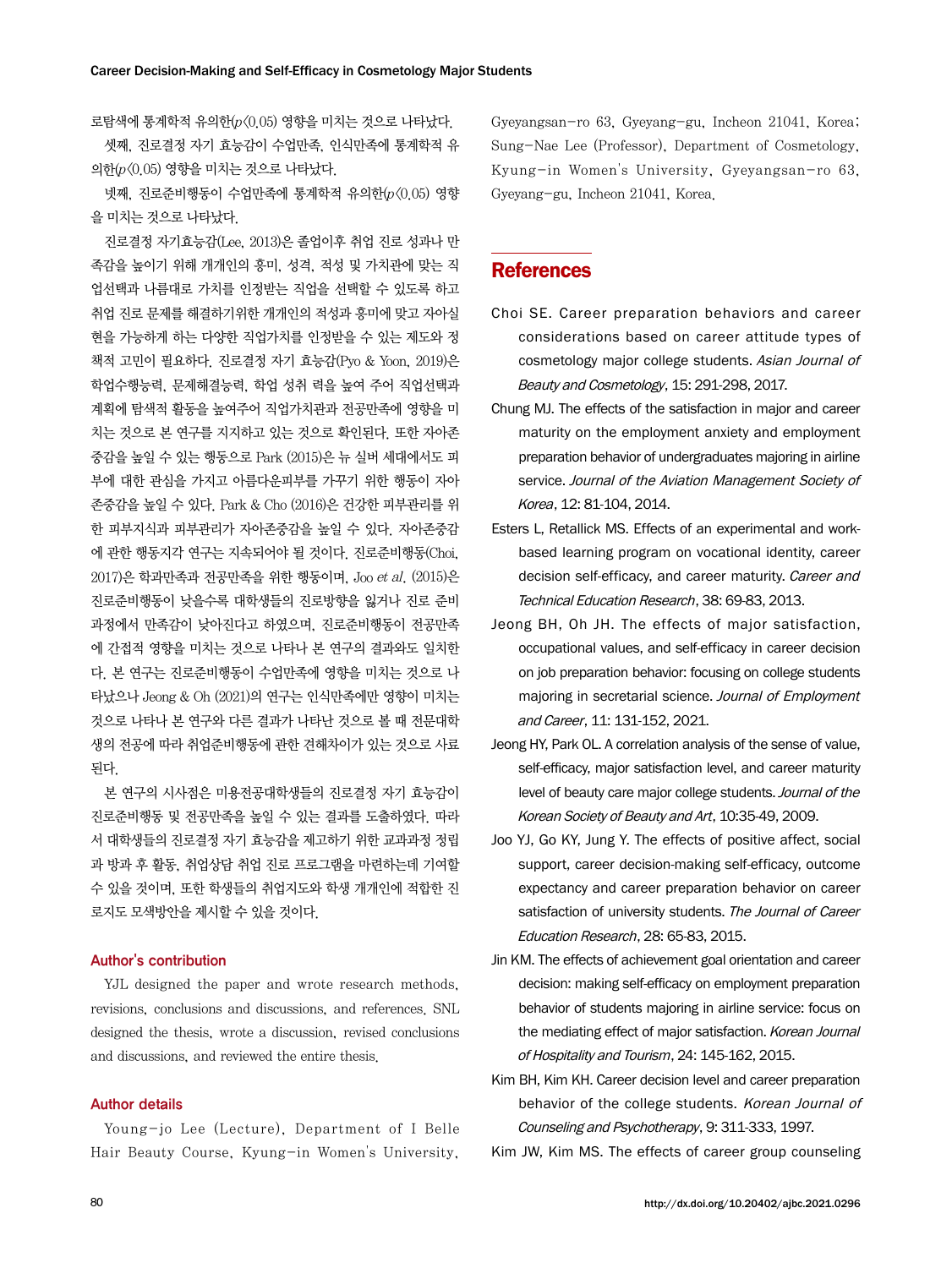로탐색에 통계학적 유의한($p<0.05$) 영향을 미치는 것으로 나타났다.

셋째, 진로결정 자기 효능감이 수업만족, 인식만족에 통계학적 유의한($p<0.05$) 영향을 미치는 것으로 나타났다.

넷째, 진로준비행동이 수업만족에 통계학적 유의한($p<0.05$) 영향을 미치는 것으로 나타났다.

진로결정 자기효능감(Lee, 2013)은 졸업이후 취업 진로 성과나 만족감을 높이기 위해 개개인의 흥미, 성격, 적성 및 가치관에 맞는 직업선택과 나름대로 가치를 인정받는 직업을 선택할 수 있도록 하고 취업 진로 문제를 해결하기위한 개개인의 적성과 흥미에 맞고 자아실현을 가능하게 하는 다양한 직업가치를 인정받을 수 있는 제도와 정책적 고민이 필요하다. 진로결정 자기 효능감(Pyo & Yoon, 2019)은 학업수행능력, 문제해결능력, 학업 성취 력을 높여 주어 직업선택과 계획에 탐색적 활동을 높여주어 직업가치관과 전공만족에 영향을 미치는 것으로 본 연구를 지지하고 있는 것으로 확인된다. 또한 자아존중감을 높일 수 있는 행동으로 Park (2015)은 뉴 실버 세대에서도 피부에 대한 관심을 가지고 아름다운피부를 가꾸기 위한 행동이 자아존중감을 높일 수 있다. Park & Cho (2016)은 건강한 피부관리를 위한 피부지식과 피부관리가 자아존중감을 높일 수 있다. 자아존중감에 관한 행동지각 연구는 지속되어야 될 것이다. 진로준비행동(Choi, 2017)은 학과만족과 전공만족을 위한 행동이며, Joo *et al*. (2015)은 진로준비행동이 낮을수록 대학생들의 진로방향을 잃거나 진로 준비과정에서 만족감이 낮아진다고 하였으며, 진로준비행동이 전공만족에 간접적 영향을 미치는 것으로 나타나 본 연구의 결과와도 일치한다. 본 연구는 진로준비행동이 수업만족에 영향을 미치는 것으로 나타났으나 Jeong & Oh (2021)의 연구는 인식만족에만 영향이 미치는 것으로 나타나 본 연구와 다른 결과가 나타난 것으로 볼 때 전문대학생의 전공에 따라 취업준비행동에 관한 견해차이가 있는 것으로 사료된다.

본 연구의 시사점은 미용전공대학생들의 진로결정 자기 효능감이 진로준비행동 및 전공만족을 높일 수 있는 결과를 도출하였다. 따라서 대학생들의 진로결정 자기 효능감을 제고하기 위한 교과과정 정립과 방과 후 활동, 취업상담 취업 진로 프로그램을 마련하는데 기여할 수 있을 것이며, 또한 학생들의 취업지도와 학생 개개인에 적합한 진로지도 모색방안을 제시할 수 있을 것이다.

### Author's contribution

YJL designed the paper and wrote research methods, revisions, conclusions and discussions, and references. SNL designed the thesis, wrote a discussion, revised conclusions and discussions, and reviewed the entire thesis.

### Author details

Young-jo Lee (Lecture), Department of I Belle Hair Beauty Course, Kyung-in Women's University, Gyeyangsan-ro 63, Gyeyang-gu, Incheon 21041, Korea; Sung-Nae Lee (Professor), Department of Cosmetology, Kyung-in Women's University, Gyeyangsan-ro 63, Gyeyang-gu, Incheon 21041, Korea.

## References

Choi SE. Career preparation behaviors and career considerations based on career attitude types of cosmetology major college students. *Asian Journal of Beauty and Cosmetology*, 15: 291-298, 2017.

Chung MJ. The effects of the satisfaction in major and career maturity on the employment anxiety and employment preparation behavior of undergraduates majoring in airline service. *Journal of the Aviation Management Society of Korea*, 12: 81-104, 2014.

Esters L, Retallick MS. Effects of an experimental and work-based learning program on vocational identity, career decision self-efficacy, and career maturity. *Career and Technical Education Research*, 38: 69-83, 2013.

Jeong BH, Oh JH. The effects of major satisfaction, occupational values, and self-efficacy in career decision on job preparation behavior: focusing on college students majoring in secretarial science. *Journal of Employment and Career*, 11: 131-152, 2021.

Jeong HY, Park OL. A correlation analysis of the sense of value, self-efficacy, major satisfaction level, and career maturity level of beauty care major college students. *Journal of the Korean Society of Beauty and Art*, 10:35-49, 2009.

Joo YJ, Go KY, Jung Y. The effects of positive affect, social support, career decision-making self-efficacy, outcome expectancy and career preparation behavior on career satisfaction of university students. *The Journal of Career Education Research*, 28: 65-83, 2015.

Jin KM. The effects of achievement goal orientation and career decision: making self-efficacy on employment preparation behavior of students majoring in airline service: focus on the mediating effect of major satisfaction. *Korean Journal of Hospitality and Tourism*, 24: 145-162, 2015.

Kim BH, Kim KH. Career decision level and career preparation behavior of the college students. *Korean Journal of Counseling and Psychotherapy*, 9: 311-333, 1997.

Kim JW, Kim MS. The effects of career group counseling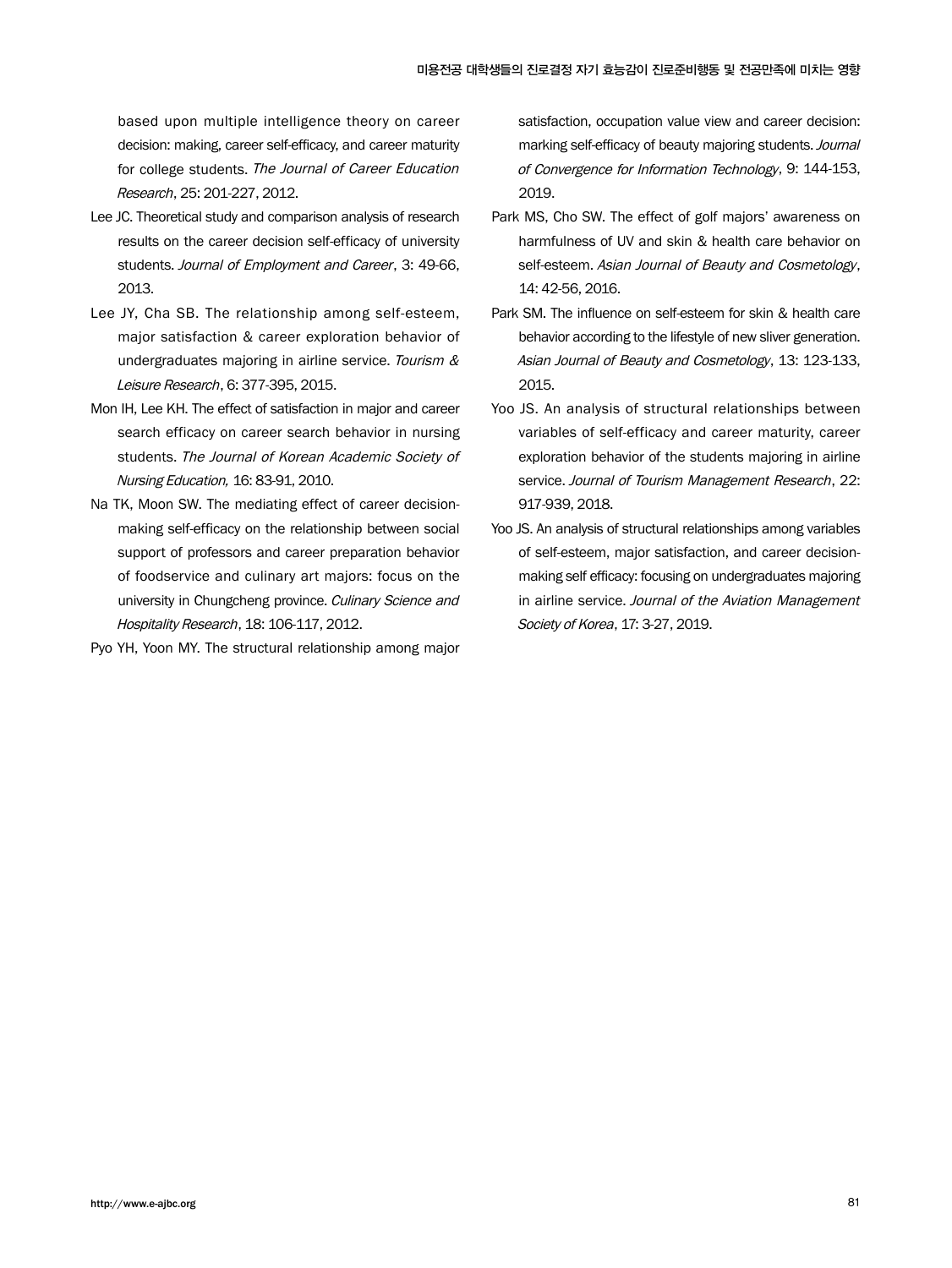based upon multiple intelligence theory on career decision: making, career self-efficacy, and career maturity for college students. *The Journal of Career Education Research*, 25: 201-227, 2012.

Lee JC. Theoretical study and comparison analysis of research results on the career decision self-efficacy of university students. *Journal of Employment and Career*, 3: 49-66, 2013.

Lee JY, Cha SB. The relationship among self-esteem, major satisfaction & career exploration behavior of undergraduates majoring in airline service. *Tourism & Leisure Research*, 6: 377-395, 2015.

Mon IH, Lee KH. The effect of satisfaction in major and career search efficacy on career search behavior in nursing students. *The Journal of Korean Academic Society of Nursing Education,* 16: 83-91, 2010.

Na TK, Moon SW. The mediating effect of career decision-making self-efficacy on the relationship between social support of professors and career preparation behavior of foodservice and culinary art majors: focus on the university in Chungcheng province. *Culinary Science and Hospitality Research*, 18: 106-117, 2012.

Pyo YH, Yoon MY. The structural relationship among major satisfaction, occupation value view and career decision: marking self-efficacy of beauty majoring students. *Journal of Convergence for Information Technology*, 9: 144-153, 2019.

Park MS, Cho SW. The effect of golf majors' awareness on harmfulness of UV and skin & health care behavior on self-esteem. *Asian Journal of Beauty and Cosmetology*, 14: 42-56, 2016.

Park SM. The influence on self-esteem for skin & health care behavior according to the lifestyle of new sliver generation. *Asian Journal of Beauty and Cosmetology*, 13: 123-133, 2015.

Yoo JS. An analysis of structural relationships between variables of self-efficacy and career maturity, career exploration behavior of the students majoring in airline service. *Journal of Tourism Management Research*, 22: 917-939, 2018.

Yoo JS. An analysis of structural relationships among variables of self-esteem, major satisfaction, and career decision-making self efficacy: focusing on undergraduates majoring in airline service. *Journal of the Aviation Management Society of Korea*, 17: 3-27, 2019.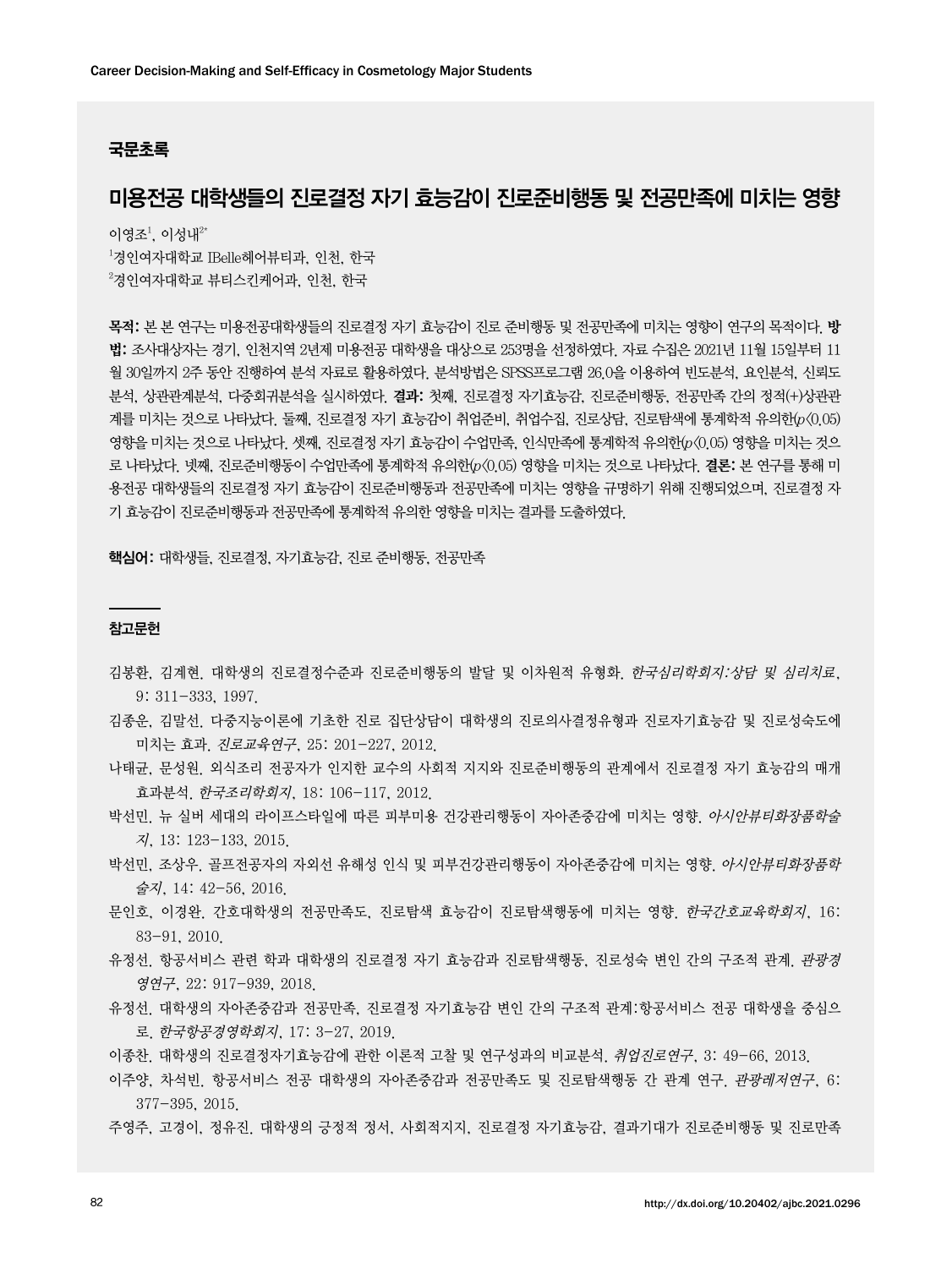## 국문초록

### 미용전공 대학생들의 진로결정 자기 효능감이 진로준비행동 및 전공만족에 미치는 영향

이영조[1], 이성내[2*]

[1]경인여자대학교 IBelle헤어뷰티과, 인천, 한국

[2]경인여자대학교 뷰티스킨케어과, 인천, 한국

**목적:** 본 본 연구는 미용전공대학생들의 진로결정 자기 효능감이 진로 준비행동 및 전공만족에 미치는 영향이 연구의 목적이다. **방법:** 조사대상자는 경기, 인천지역 2년제 미용전공 대학생을 대상으로 253명을 선정하였다. 자료 수집은 2021년 11월 15일부터 11월 30일까지 2주 동안 진행하여 분석 자료로 활용하였다. 분석방법은 SPSS프로그램 26.0을 이용하여 빈도분석, 요인분석, 신뢰도 분석, 상관관계분석, 다중회귀분석을 실시하였다. **결과:** 첫째, 진로결정 자기효능감, 진로준비행동, 전공만족 간의 정적(+)상관관계를 미치는 것으로 나타났다. 둘째, 진로결정 자기 효능감이 취업준비, 취업수집, 진로상담, 진로탐색에 통계학적 유의한($p<0.05$) 영향을 미치는 것으로 나타났다. 셋째, 진로결정 자기 효능감이 수업만족, 인식만족에 통계학적 유의한($p<0.05$) 영향을 미치는 것으로 나타났다. 넷째, 진로준비행동이 수업만족에 통계학적 유의한($p<0.05$) 영향을 미치는 것으로 나타났다. **결론:** 본 연구를 통해 미용전공 대학생들의 진로결정 자기 효능감이 진로준비행동과 전공만족에 미치는 영향을 규명하기 위해 진행되었으며, 진로결정 자기 효능감이 진로준비행동과 전공만족에 통계학적 유의한 영향을 미치는 결과를 도출하였다.

**핵심어:** 대학생들, 진로결정, 자기효능감, 진로 준비행동, 전공만족

## 참고문헌

김봉환, 김계현. 대학생의 진로결정수준과 진로준비행동의 발달 및 이차원적 유형화. *한국심리학회지:상담 및 심리치료*, 9: 311-333, 1997.

김종운, 김말선. 다중지능이론에 기초한 진로 집단상담이 대학생의 진로의사결정유형과 진로자기효능감 및 진로성숙도에 미치는 효과. *진로교육연구*, 25: 201-227, 2012.

나태균, 문성원. 외식조리 전공자가 인지한 교수의 사회적 지지와 진로준비행동의 관계에서 진로결정 자기 효능감의 매개효과분석. *한국조리학회지*, 18: 106-117, 2012.

박선민. 뉴 실버 세대의 라이프스타일에 따른 피부미용 건강관리행동이 자아존중감에 미치는 영향. *아시안뷰티화장품학술지*, 13: 123-133, 2015.

박선민, 조상우. 골프전공자의 자외선 유해성 인식 및 피부건강관리행동이 자아존중감에 미치는 영향. *아시안뷰티화장품학술지*, 14: 42-56, 2016.

문인호, 이경완. 간호대학생의 전공만족도, 진로탐색 효능감이 진로탐색행동에 미치는 영향. *한국간호교육학회지*, 16: 83-91, 2010.

유정선. 항공서비스 관련 학과 대학생의 진로결정 자기 효능감과 진로탐색행동, 진로성숙 변인 간의 구조적 관계. *관광경영연구*, 22: 917-939, 2018.

유정선. 대학생의 자아존중감과 전공만족, 진로결정 자기효능감 변인 간의 구조적 관계:항공서비스 전공 대학생을 중심으로. *한국항공경영학회지*, 17: 3-27, 2019.

이종찬. 대학생의 진로결정자기효능감에 관한 이론적 고찰 및 연구성과의 비교분석. *취업진로연구*, 3: 49-66, 2013.

이주양, 차석빈. 항공서비스 전공 대학생의 자아존중감과 전공만족도 및 진로탐색행동 간 관계 연구. *관광레저연구*, 6: 377-395, 2015.

주영주, 고경이, 정유진. 대학생의 긍정적 정서, 사회적지지, 진로결정 자기효능감, 결과기대가 진로준비행동 및 진로만족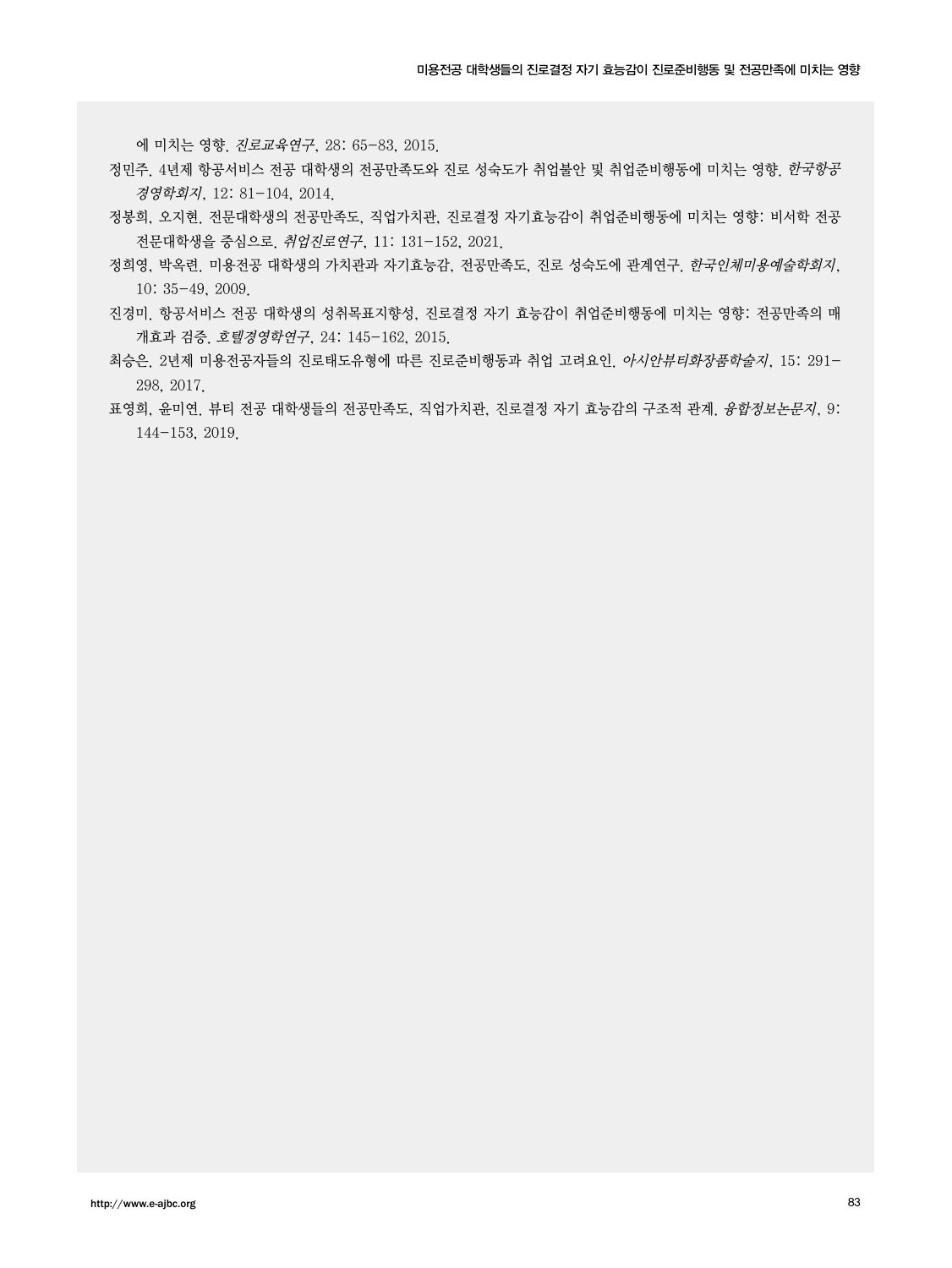에 미치는 영향. *진로교육연구*, 28: 65-83, 2015.

정민주. 4년제 항공서비스 전공 대학생의 전공만족도와 진로 성숙도가 취업불안 및 취업준비행동에 미치는 영향. *한국항공경영학회지*, 12: 81-104, 2014.

정봉희, 오지현. 전문대학생의 전공만족도, 직업가치관, 진로결정 자기효능감이 취업준비행동에 미치는 영향: 비서학 전공 전문대학생을 중심으로. *취업진로연구*, 11: 131-152, 2021.

정희영, 박옥련. 미용전공 대학생의 가치관과 자기효능감, 전공만족도, 진로 성숙도에 관계연구. *한국인체미용예술학회지*, 10: 35-49, 2009.

진경미. 항공서비스 전공 대학생의 성취목표지향성, 진로결정 자기 효능감이 취업준비행동에 미치는 영향: 전공만족의 매개효과 검증. *호텔경영학연구*, 24: 145-162, 2015.

최승은. 2년제 미용전공자들의 진로태도유형에 따른 진로준비행동과 취업 고려요인. *아시안뷰티화장품학술지*, 15: 291-298, 2017.

표영희, 윤미연. 뷰티 전공 대학생들의 전공만족도, 직업가치관, 진로결정 자기 효능감의 구조적 관계. *융합정보논문지*, 9: 144-153, 2019.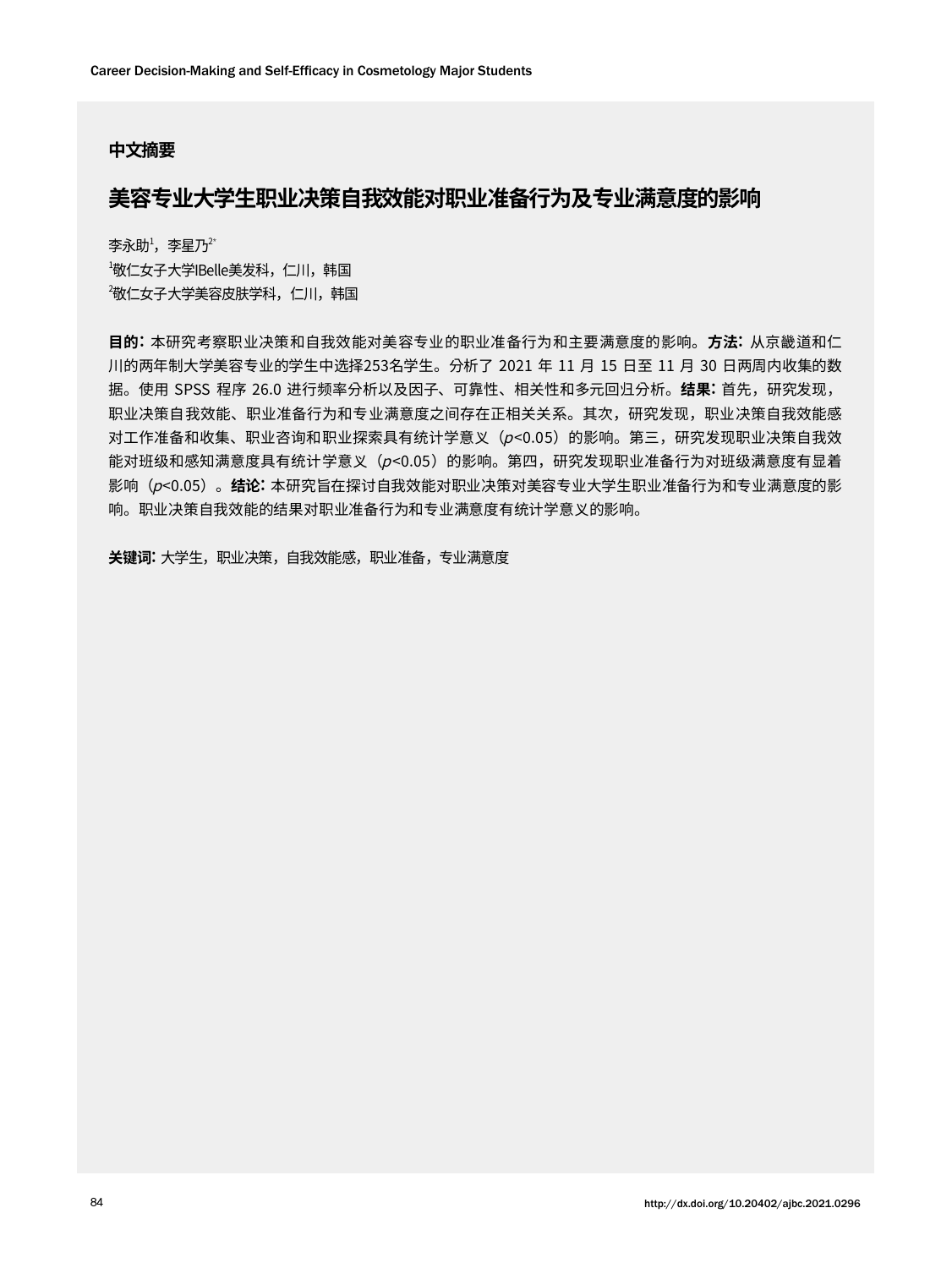## 中文摘要

# 美容专业大学生职业决策自我效能对职业准备行为及专业满意度的影响

李永助[1]，李星乃[2*]

[1]敬仁女子大学IBelle美发科，仁川，韩国

[2]敬仁女子大学美容皮肤学科，仁川，韩国

**目的：** 本研究考察职业决策和自我效能对美容专业的职业准备行为和主要满意度的影响。**方法：** 从京畿道和仁川的两年制大学美容专业的学生中选择253名学生。分析了 2021 年 11 月 15 日至 11 月 30 日两周内收集的数据。使用 SPSS 程序 26.0 进行频率分析以及因子、可靠性、相关性和多元回归分析。**结果：** 首先，研究发现，职业决策自我效能、职业准备行为和专业满意度之间存在正相关关系。其次，研究发现，职业决策自我效能感对工作准备和收集、职业咨询和职业探索具有统计学意义（$p<0.05$）的影响。第三，研究发现职业决策自我效能对班级和感知满意度具有统计学意义（$p<0.05$）的影响。第四，研究发现职业准备行为对班级满意度有显着影响（$p<0.05$）。**结论：** 本研究旨在探讨自我效能对职业决策对美容专业大学生职业准备行为和专业满意度的影响。职业决策自我效能的结果对职业准备行为和专业满意度有统计学意义的影响。

**关键词：** 大学生，职业决策，自我效能感，职业准备，专业满意度